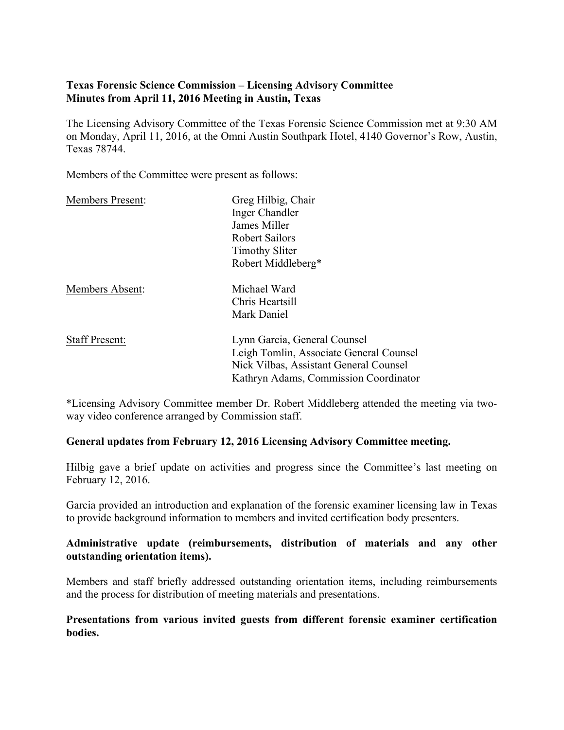**Texas Forensic Science Commission – Licensing Advisory Committee**
**Minutes from April 11, 2016 Meeting in Austin, Texas**

The Licensing Advisory Committee of the Texas Forensic Science Commission met at 9:30 AM on Monday, April 11, 2016, at the Omni Austin Southpark Hotel, 4140 Governor's Row, Austin, Texas 78744.

Members of the Committee were present as follows:

| | |
|---|---|
| Members Present: | Greg Hilbig, Chair<br>Inger Chandler<br>James Miller<br>Robert Sailors<br>Timothy Sliter<br>Robert Middleberg* |
| Members Absent: | Michael Ward<br>Chris Heartsill<br>Mark Daniel |
| Staff Present: | Lynn Garcia, General Counsel<br>Leigh Tomlin, Associate General Counsel<br>Nick Vilbas, Assistant General Counsel<br>Kathryn Adams, Commission Coordinator |

*Licensing Advisory Committee member Dr. Robert Middleberg attended the meeting via two-way video conference arranged by Commission staff.

**General updates from February 12, 2016 Licensing Advisory Committee meeting.**

Hilbig gave a brief update on activities and progress since the Committee's last meeting on February 12, 2016.

Garcia provided an introduction and explanation of the forensic examiner licensing law in Texas to provide background information to members and invited certification body presenters.

**Administrative update (reimbursements, distribution of materials and any other outstanding orientation items).**

Members and staff briefly addressed outstanding orientation items, including reimbursements and the process for distribution of meeting materials and presentations.

**Presentations from various invited guests from different forensic examiner certification bodies.**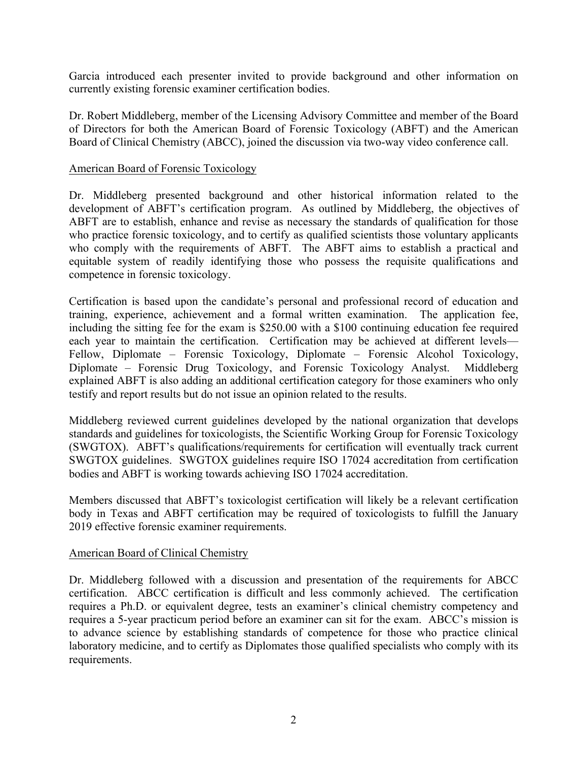Garcia introduced each presenter invited to provide background and other information on currently existing forensic examiner certification bodies.

Dr. Robert Middleberg, member of the Licensing Advisory Committee and member of the Board of Directors for both the American Board of Forensic Toxicology (ABFT) and the American Board of Clinical Chemistry (ABCC), joined the discussion via two-way video conference call.

<u>American Board of Forensic Toxicology</u>

Dr. Middleberg presented background and other historical information related to the development of ABFT's certification program. As outlined by Middleberg, the objectives of ABFT are to establish, enhance and revise as necessary the standards of qualification for those who practice forensic toxicology, and to certify as qualified scientists those voluntary applicants who comply with the requirements of ABFT. The ABFT aims to establish a practical and equitable system of readily identifying those who possess the requisite qualifications and competence in forensic toxicology.

Certification is based upon the candidate's personal and professional record of education and training, experience, achievement and a formal written examination. The application fee, including the sitting fee for the exam is $250.00 with a $100 continuing education fee required each year to maintain the certification. Certification may be achieved at different levels— Fellow, Diplomate – Forensic Toxicology, Diplomate – Forensic Alcohol Toxicology, Diplomate – Forensic Drug Toxicology, and Forensic Toxicology Analyst. Middleberg explained ABFT is also adding an additional certification category for those examiners who only testify and report results but do not issue an opinion related to the results.

Middleberg reviewed current guidelines developed by the national organization that develops standards and guidelines for toxicologists, the Scientific Working Group for Forensic Toxicology (SWGTOX). ABFT's qualifications/requirements for certification will eventually track current SWGTOX guidelines. SWGTOX guidelines require ISO 17024 accreditation from certification bodies and ABFT is working towards achieving ISO 17024 accreditation.

Members discussed that ABFT's toxicologist certification will likely be a relevant certification body in Texas and ABFT certification may be required of toxicologists to fulfill the January 2019 effective forensic examiner requirements.

<u>American Board of Clinical Chemistry</u>

Dr. Middleberg followed with a discussion and presentation of the requirements for ABCC certification. ABCC certification is difficult and less commonly achieved. The certification requires a Ph.D. or equivalent degree, tests an examiner's clinical chemistry competency and requires a 5-year practicum period before an examiner can sit for the exam. ABCC's mission is to advance science by establishing standards of competence for those who practice clinical laboratory medicine, and to certify as Diplomates those qualified specialists who comply with its requirements.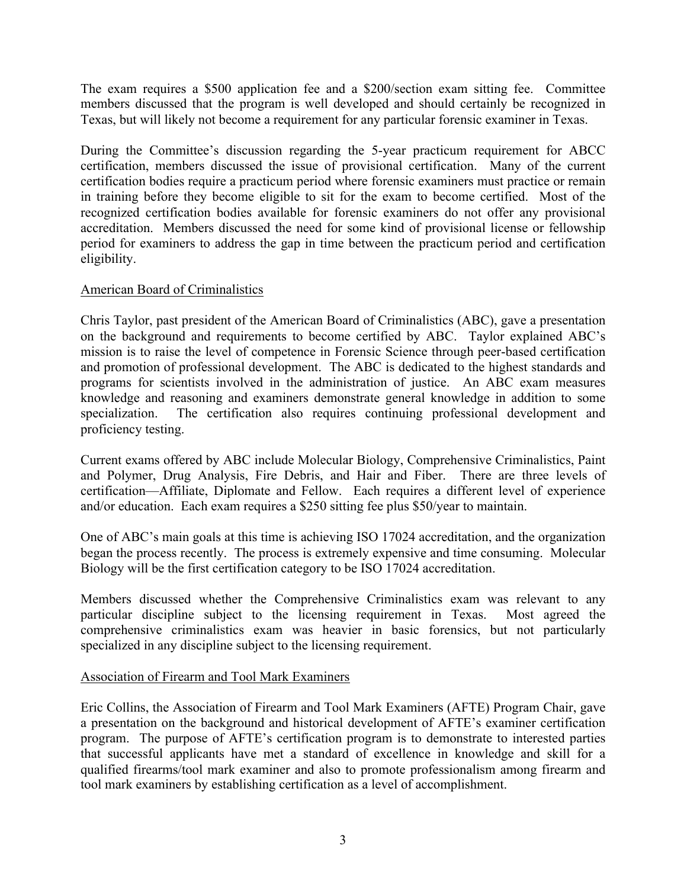The exam requires a $500 application fee and a $200/section exam sitting fee. Committee members discussed that the program is well developed and should certainly be recognized in Texas, but will likely not become a requirement for any particular forensic examiner in Texas.

During the Committee's discussion regarding the 5-year practicum requirement for ABCC certification, members discussed the issue of provisional certification. Many of the current certification bodies require a practicum period where forensic examiners must practice or remain in training before they become eligible to sit for the exam to become certified. Most of the recognized certification bodies available for forensic examiners do not offer any provisional accreditation. Members discussed the need for some kind of provisional license or fellowship period for examiners to address the gap in time between the practicum period and certification eligibility.

<u>American Board of Criminalistics</u>

Chris Taylor, past president of the American Board of Criminalistics (ABC), gave a presentation on the background and requirements to become certified by ABC. Taylor explained ABC's mission is to raise the level of competence in Forensic Science through peer-based certification and promotion of professional development. The ABC is dedicated to the highest standards and programs for scientists involved in the administration of justice. An ABC exam measures knowledge and reasoning and examiners demonstrate general knowledge in addition to some specialization. The certification also requires continuing professional development and proficiency testing.

Current exams offered by ABC include Molecular Biology, Comprehensive Criminalistics, Paint and Polymer, Drug Analysis, Fire Debris, and Hair and Fiber. There are three levels of certification—Affiliate, Diplomate and Fellow. Each requires a different level of experience and/or education. Each exam requires a $250 sitting fee plus $50/year to maintain.

One of ABC's main goals at this time is achieving ISO 17024 accreditation, and the organization began the process recently. The process is extremely expensive and time consuming. Molecular Biology will be the first certification category to be ISO 17024 accreditation.

Members discussed whether the Comprehensive Criminalistics exam was relevant to any particular discipline subject to the licensing requirement in Texas. Most agreed the comprehensive criminalistics exam was heavier in basic forensics, but not particularly specialized in any discipline subject to the licensing requirement.

<u>Association of Firearm and Tool Mark Examiners</u>

Eric Collins, the Association of Firearm and Tool Mark Examiners (AFTE) Program Chair, gave a presentation on the background and historical development of AFTE's examiner certification program. The purpose of AFTE's certification program is to demonstrate to interested parties that successful applicants have met a standard of excellence in knowledge and skill for a qualified firearms/tool mark examiner and also to promote professionalism among firearm and tool mark examiners by establishing certification as a level of accomplishment.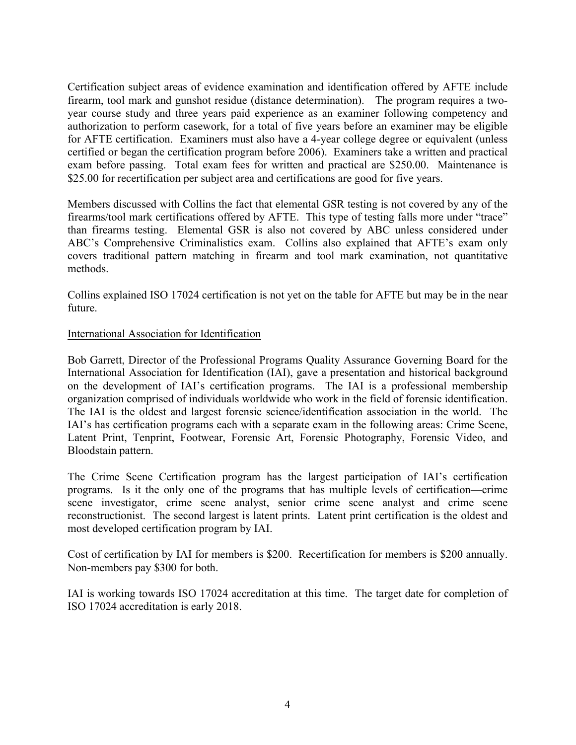Certification subject areas of evidence examination and identification offered by AFTE include firearm, tool mark and gunshot residue (distance determination). The program requires a two-year course study and three years paid experience as an examiner following competency and authorization to perform casework, for a total of five years before an examiner may be eligible for AFTE certification. Examiners must also have a 4-year college degree or equivalent (unless certified or began the certification program before 2006). Examiners take a written and practical exam before passing. Total exam fees for written and practical are $250.00. Maintenance is $25.00 for recertification per subject area and certifications are good for five years.

Members discussed with Collins the fact that elemental GSR testing is not covered by any of the firearms/tool mark certifications offered by AFTE. This type of testing falls more under "trace" than firearms testing. Elemental GSR is also not covered by ABC unless considered under ABC's Comprehensive Criminalistics exam. Collins also explained that AFTE's exam only covers traditional pattern matching in firearm and tool mark examination, not quantitative methods.

Collins explained ISO 17024 certification is not yet on the table for AFTE but may be in the near future.

<u>International Association for Identification</u>

Bob Garrett, Director of the Professional Programs Quality Assurance Governing Board for the International Association for Identification (IAI), gave a presentation and historical background on the development of IAI's certification programs. The IAI is a professional membership organization comprised of individuals worldwide who work in the field of forensic identification. The IAI is the oldest and largest forensic science/identification association in the world. The IAI's has certification programs each with a separate exam in the following areas: Crime Scene, Latent Print, Tenprint, Footwear, Forensic Art, Forensic Photography, Forensic Video, and Bloodstain pattern.

The Crime Scene Certification program has the largest participation of IAI's certification programs. Is it the only one of the programs that has multiple levels of certification—crime scene investigator, crime scene analyst, senior crime scene analyst and crime scene reconstructionist. The second largest is latent prints. Latent print certification is the oldest and most developed certification program by IAI.

Cost of certification by IAI for members is $200. Recertification for members is $200 annually. Non-members pay $300 for both.

IAI is working towards ISO 17024 accreditation at this time. The target date for completion of ISO 17024 accreditation is early 2018.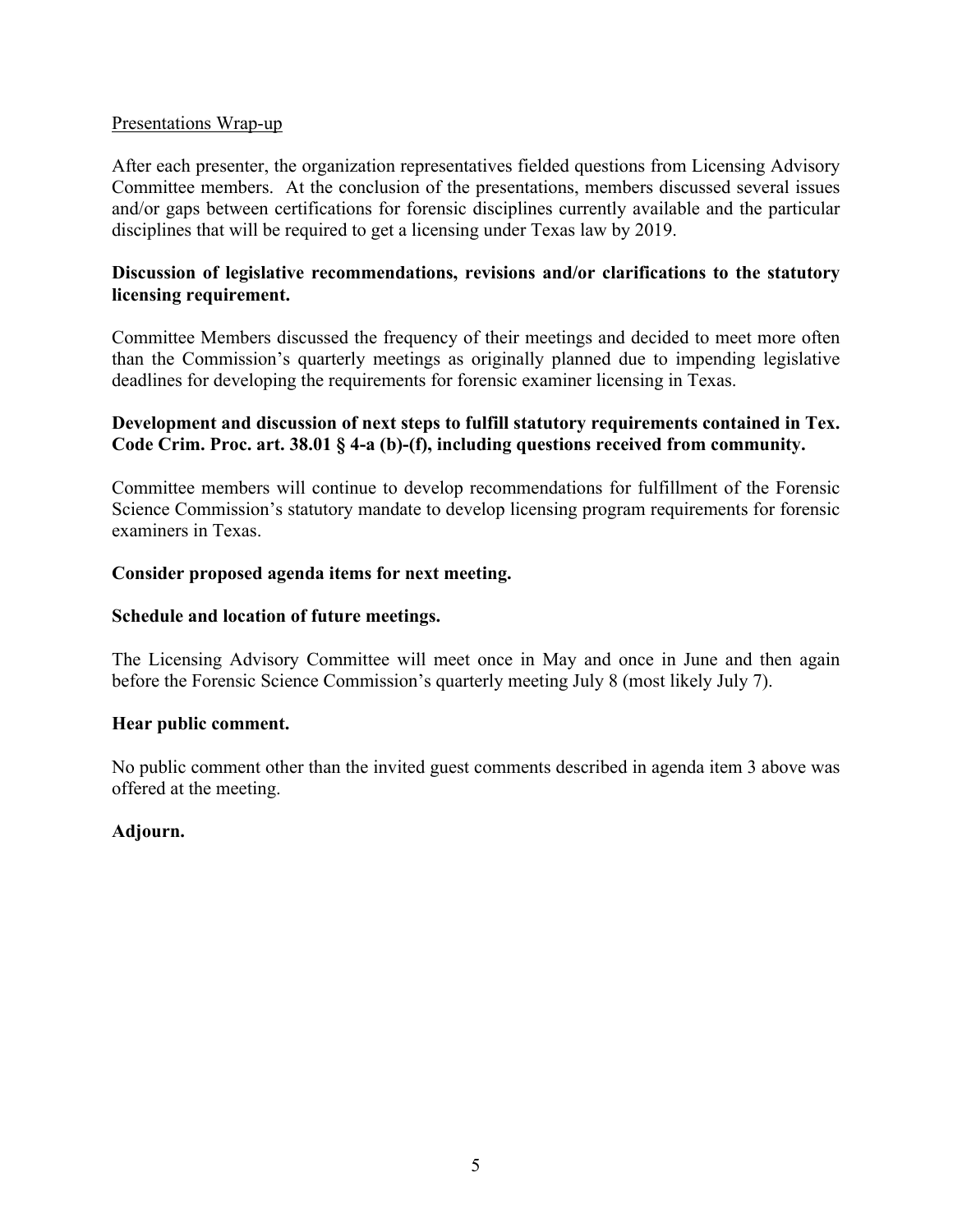Presentations Wrap-up

After each presenter, the organization representatives fielded questions from Licensing Advisory Committee members. At the conclusion of the presentations, members discussed several issues and/or gaps between certifications for forensic disciplines currently available and the particular disciplines that will be required to get a licensing under Texas law by 2019.

**Discussion of legislative recommendations, revisions and/or clarifications to the statutory licensing requirement.**

Committee Members discussed the frequency of their meetings and decided to meet more often than the Commission's quarterly meetings as originally planned due to impending legislative deadlines for developing the requirements for forensic examiner licensing in Texas.

**Development and discussion of next steps to fulfill statutory requirements contained in Tex. Code Crim. Proc. art. 38.01 § 4-a (b)-(f), including questions received from community.**

Committee members will continue to develop recommendations for fulfillment of the Forensic Science Commission's statutory mandate to develop licensing program requirements for forensic examiners in Texas.

**Consider proposed agenda items for next meeting.**

**Schedule and location of future meetings.**

The Licensing Advisory Committee will meet once in May and once in June and then again before the Forensic Science Commission's quarterly meeting July 8 (most likely July 7).

**Hear public comment.**

No public comment other than the invited guest comments described in agenda item 3 above was offered at the meeting.

**Adjourn.**